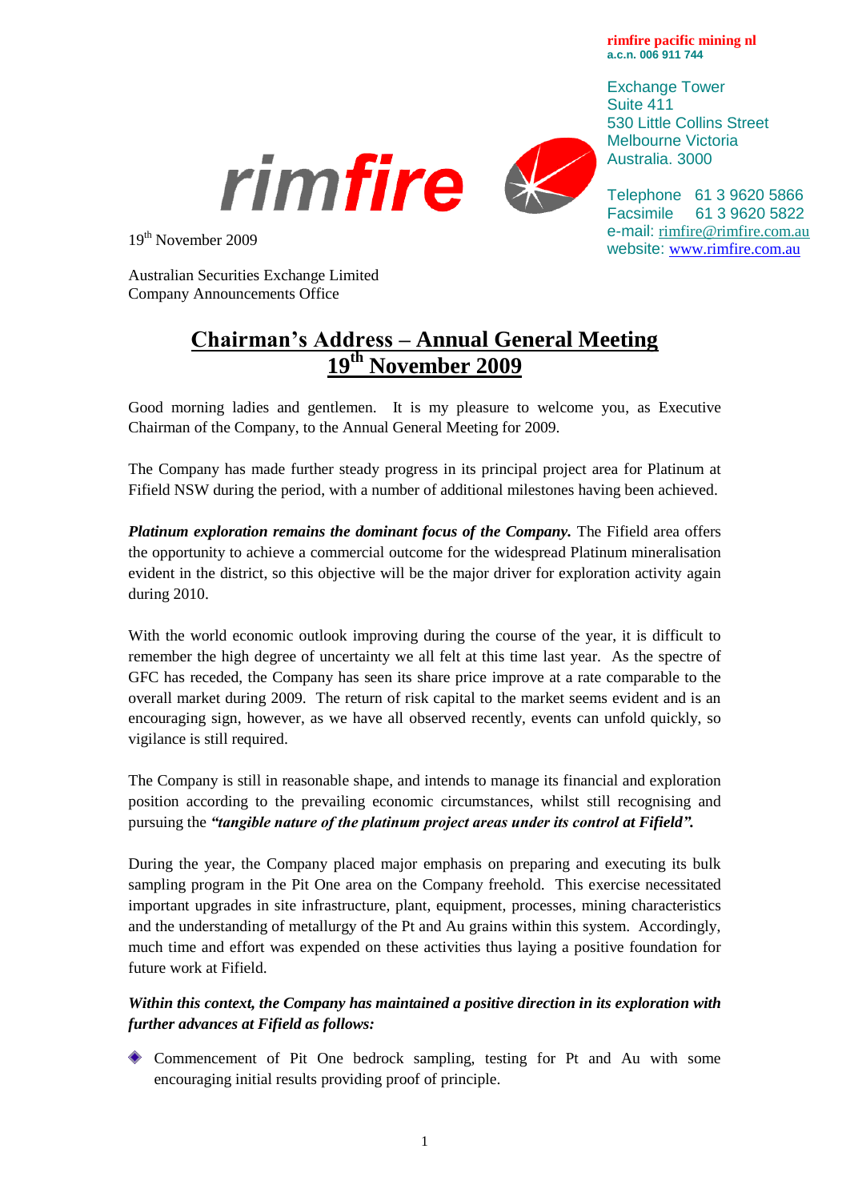**rimfire pacific mining nl**
**a.c.n. 006 911 744**

Exchange Tower
Suite 411
530 Little Collins Street
Melbourne Victoria
Australia. 3000

Telephone 61 3 9620 5866
Facsimile 61 3 9620 5822
e-mail: rimfire@rimfire.com.au
website: www.rimfire.com.au

19th November 2009

Australian Securities Exchange Limited
Company Announcements Office

# Chairman's Address – Annual General Meeting 19th November 2009

Good morning ladies and gentlemen. It is my pleasure to welcome you, as Executive Chairman of the Company, to the Annual General Meeting for 2009.

The Company has made further steady progress in its principal project area for Platinum at Fifield NSW during the period, with a number of additional milestones having been achieved.

***Platinum exploration remains the dominant focus of the Company.*** The Fifield area offers the opportunity to achieve a commercial outcome for the widespread Platinum mineralisation evident in the district, so this objective will be the major driver for exploration activity again during 2010.

With the world economic outlook improving during the course of the year, it is difficult to remember the high degree of uncertainty we all felt at this time last year. As the spectre of GFC has receded, the Company has seen its share price improve at a rate comparable to the overall market during 2009. The return of risk capital to the market seems evident and is an encouraging sign, however, as we have all observed recently, events can unfold quickly, so vigilance is still required.

The Company is still in reasonable shape, and intends to manage its financial and exploration position according to the prevailing economic circumstances, whilst still recognising and pursuing the ***"tangible nature of the platinum project areas under its control at Fifield".***

During the year, the Company placed major emphasis on preparing and executing its bulk sampling program in the Pit One area on the Company freehold. This exercise necessitated important upgrades in site infrastructure, plant, equipment, processes, mining characteristics and the understanding of metallurgy of the Pt and Au grains within this system. Accordingly, much time and effort was expended on these activities thus laying a positive foundation for future work at Fifield.

***Within this context, the Company has maintained a positive direction in its exploration with further advances at Fifield as follows:***

- Commencement of Pit One bedrock sampling, testing for Pt and Au with some encouraging initial results providing proof of principle.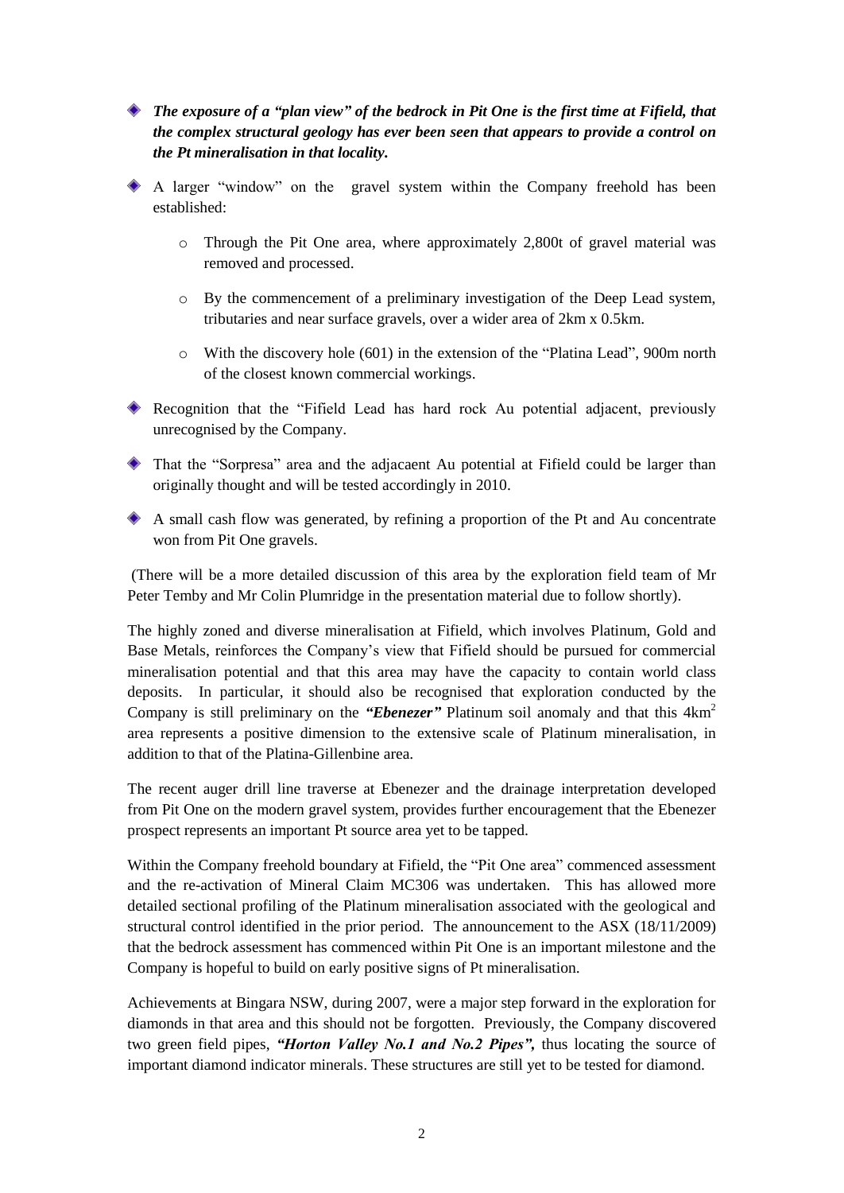- ***The exposure of a "plan view" of the bedrock in Pit One is the first time at Fifield, that the complex structural geology has ever been seen that appears to provide a control on the Pt mineralisation in that locality.***

- A larger "window" on the gravel system within the Company freehold has been established:

    - Through the Pit One area, where approximately 2,800t of gravel material was removed and processed.

    - By the commencement of a preliminary investigation of the Deep Lead system, tributaries and near surface gravels, over a wider area of 2km x 0.5km.

    - With the discovery hole (601) in the extension of the "Platina Lead", 900m north of the closest known commercial workings.

- Recognition that the "Fifield Lead has hard rock Au potential adjacent, previously unrecognised by the Company.

- That the "Sorpresa" area and the adjacaent Au potential at Fifield could be larger than originally thought and will be tested accordingly in 2010.

- A small cash flow was generated, by refining a proportion of the Pt and Au concentrate won from Pit One gravels.

(There will be a more detailed discussion of this area by the exploration field team of Mr Peter Temby and Mr Colin Plumridge in the presentation material due to follow shortly).

The highly zoned and diverse mineralisation at Fifield, which involves Platinum, Gold and Base Metals, reinforces the Company's view that Fifield should be pursued for commercial mineralisation potential and that this area may have the capacity to contain world class deposits. In particular, it should also be recognised that exploration conducted by the Company is still preliminary on the ***"Ebenezer"*** Platinum soil anomaly and that this $4km^2$ area represents a positive dimension to the extensive scale of Platinum mineralisation, in addition to that of the Platina-Gillenbine area.

The recent auger drill line traverse at Ebenezer and the drainage interpretation developed from Pit One on the modern gravel system, provides further encouragement that the Ebenezer prospect represents an important Pt source area yet to be tapped.

Within the Company freehold boundary at Fifield, the "Pit One area" commenced assessment and the re-activation of Mineral Claim MC306 was undertaken. This has allowed more detailed sectional profiling of the Platinum mineralisation associated with the geological and structural control identified in the prior period. The announcement to the ASX (18/11/2009) that the bedrock assessment has commenced within Pit One is an important milestone and the Company is hopeful to build on early positive signs of Pt mineralisation.

Achievements at Bingara NSW, during 2007, were a major step forward in the exploration for diamonds in that area and this should not be forgotten. Previously, the Company discovered two green field pipes, ***"Horton Valley No.1 and No.2 Pipes",*** thus locating the source of important diamond indicator minerals. These structures are still yet to be tested for diamond.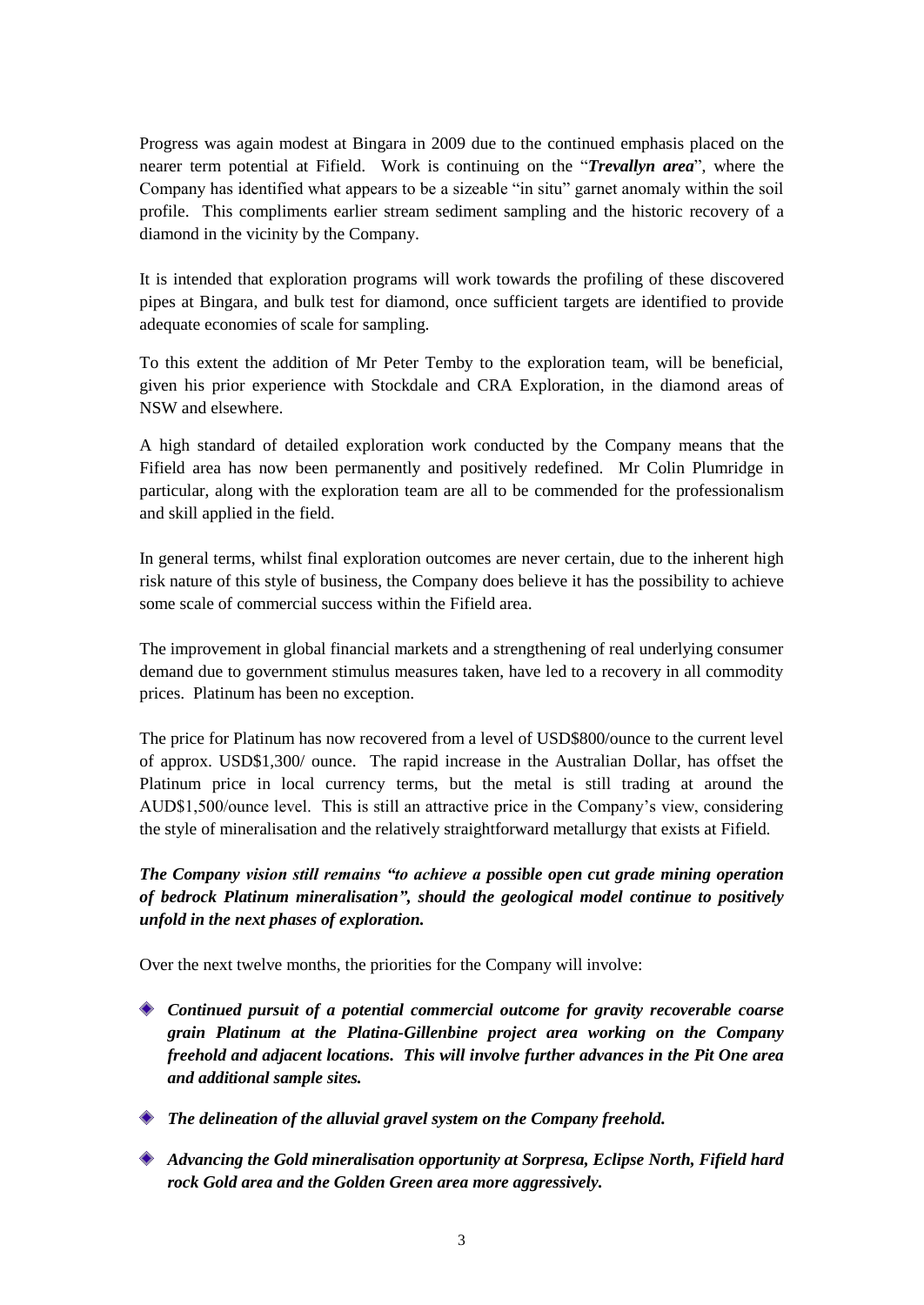Progress was again modest at Bingara in 2009 due to the continued emphasis placed on the nearer term potential at Fifield. Work is continuing on the "***Trevallyn area***", where the Company has identified what appears to be a sizeable "in situ" garnet anomaly within the soil profile. This compliments earlier stream sediment sampling and the historic recovery of a diamond in the vicinity by the Company.

It is intended that exploration programs will work towards the profiling of these discovered pipes at Bingara, and bulk test for diamond, once sufficient targets are identified to provide adequate economies of scale for sampling.

To this extent the addition of Mr Peter Temby to the exploration team, will be beneficial, given his prior experience with Stockdale and CRA Exploration, in the diamond areas of NSW and elsewhere.

A high standard of detailed exploration work conducted by the Company means that the Fifield area has now been permanently and positively redefined. Mr Colin Plumridge in particular, along with the exploration team are all to be commended for the professionalism and skill applied in the field.

In general terms, whilst final exploration outcomes are never certain, due to the inherent high risk nature of this style of business, the Company does believe it has the possibility to achieve some scale of commercial success within the Fifield area.

The improvement in global financial markets and a strengthening of real underlying consumer demand due to government stimulus measures taken, have led to a recovery in all commodity prices. Platinum has been no exception.

The price for Platinum has now recovered from a level of USD$800/ounce to the current level of approx. USD$1,300/ ounce. The rapid increase in the Australian Dollar, has offset the Platinum price in local currency terms, but the metal is still trading at around the AUD$1,500/ounce level. This is still an attractive price in the Company's view, considering the style of mineralisation and the relatively straightforward metallurgy that exists at Fifield.

***The Company vision still remains "to achieve a possible open cut grade mining operation of bedrock Platinum mineralisation", should the geological model continue to positively unfold in the next phases of exploration.***

Over the next twelve months, the priorities for the Company will involve:

- ***Continued pursuit of a potential commercial outcome for gravity recoverable coarse grain Platinum at the Platina-Gillenbine project area working on the Company freehold and adjacent locations. This will involve further advances in the Pit One area and additional sample sites.***
- ***The delineation of the alluvial gravel system on the Company freehold.***
- ***Advancing the Gold mineralisation opportunity at Sorpresa, Eclipse North, Fifield hard rock Gold area and the Golden Green area more aggressively.***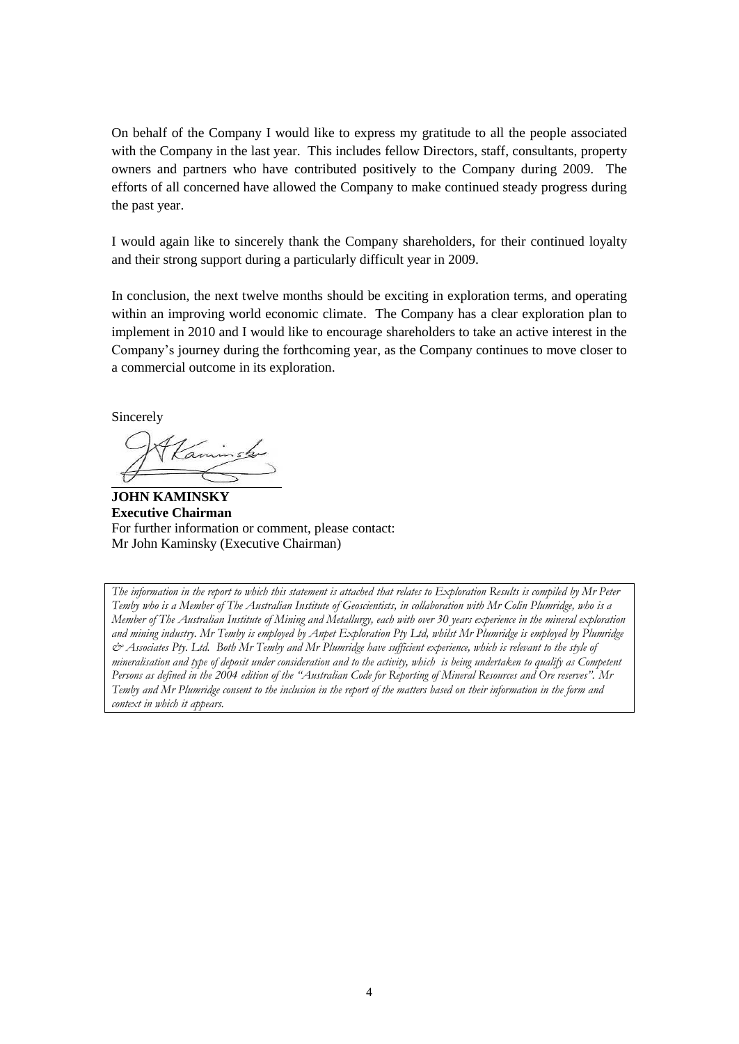On behalf of the Company I would like to express my gratitude to all the people associated with the Company in the last year. This includes fellow Directors, staff, consultants, property owners and partners who have contributed positively to the Company during 2009. The efforts of all concerned have allowed the Company to make continued steady progress during the past year.

I would again like to sincerely thank the Company shareholders, for their continued loyalty and their strong support during a particularly difficult year in 2009.

In conclusion, the next twelve months should be exciting in exploration terms, and operating within an improving world economic climate. The Company has a clear exploration plan to implement in 2010 and I would like to encourage shareholders to take an active interest in the Company's journey during the forthcoming year, as the Company continues to move closer to a commercial outcome in its exploration.

Sincerely

**JOHN KAMINSKY**
**Executive Chairman**
For further information or comment, please contact:
Mr John Kaminsky (Executive Chairman)

*The information in the report to which this statement is attached that relates to Exploration Results is compiled by Mr Peter Temby who is a Member of The Australian Institute of Geoscientists, in collaboration with Mr Colin Plumridge, who is a Member of The Australian Institute of Mining and Metallurgy, each with over 30 years experience in the mineral exploration and mining industry. Mr Temby is employed by Anpet Exploration Pty Ltd, whilst Mr Plumridge is employed by Plumridge & Associates Pty. Ltd. Both Mr Temby and Mr Plumridge have sufficient experience, which is relevant to the style of mineralisation and type of deposit under consideration and to the activity, which is being undertaken to qualify as Competent Persons as defined in the 2004 edition of the "Australian Code for Reporting of Mineral Resources and Ore reserves". Mr Temby and Mr Plumridge consent to the inclusion in the report of the matters based on their information in the form and context in which it appears.*